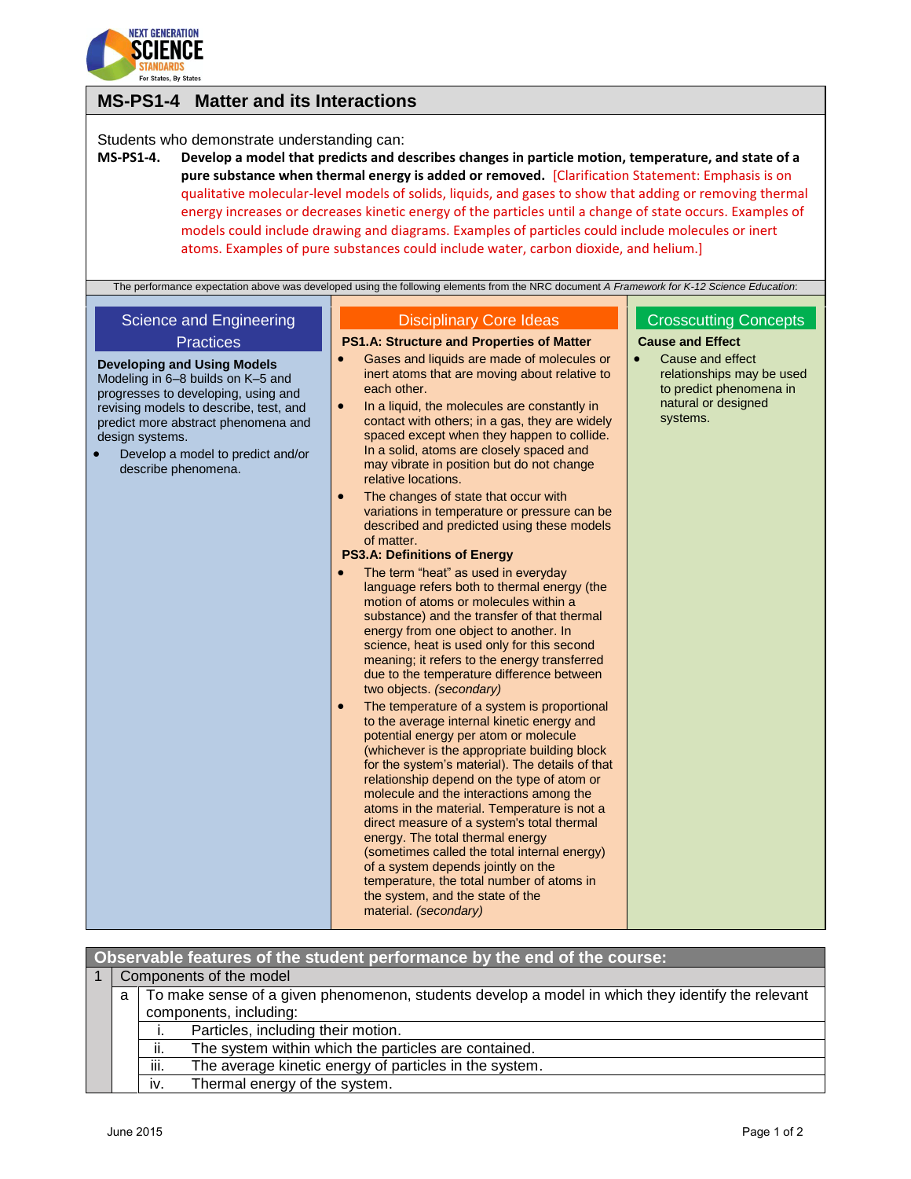# MS-PS1-4 Matter and its Interactions

Students who demonstrate understanding can:

**MS-PS1-4. Develop a model that predicts and describes changes in particle motion, temperature, and state of a pure substance when thermal energy is added or removed.** [Clarification Statement: Emphasis is on qualitative molecular-level models of solids, liquids, and gases to show that adding or removing thermal energy increases or decreases kinetic energy of the particles until a change of state occurs. Examples of models could include drawing and diagrams. Examples of particles could include molecules or inert atoms. Examples of pure substances could include water, carbon dioxide, and helium.]

The performance expectation above was developed using the following elements from the NRC document *A Framework for K-12 Science Education*:

## Science and Engineering Practices

**Developing and Using Models**

Modeling in 6–8 builds on K–5 and progresses to developing, using and revising models to describe, test, and predict more abstract phenomena and design systems.

- Develop a model to predict and/or describe phenomena.

## Disciplinary Core Ideas

**PS1.A: Structure and Properties of Matter**

- Gases and liquids are made of molecules or inert atoms that are moving about relative to each other.
- In a liquid, the molecules are constantly in contact with others; in a gas, they are widely spaced except when they happen to collide. In a solid, atoms are closely spaced and may vibrate in position but do not change relative locations.
- The changes of state that occur with variations in temperature or pressure can be described and predicted using these models of matter.

**PS3.A: Definitions of Energy**

- The term "heat" as used in everyday language refers both to thermal energy (the motion of atoms or molecules within a substance) and the transfer of that thermal energy from one object to another. In science, heat is used only for this second meaning; it refers to the energy transferred due to the temperature difference between two objects. *(secondary)*
- The temperature of a system is proportional to the average internal kinetic energy and potential energy per atom or molecule (whichever is the appropriate building block for the system's material). The details of that relationship depend on the type of atom or molecule and the interactions among the atoms in the material. Temperature is not a direct measure of a system's total thermal energy. The total thermal energy (sometimes called the total internal energy) of a system depends jointly on the temperature, the total number of atoms in the system, and the state of the material. *(secondary)*

## Crosscutting Concepts

**Cause and Effect**

- Cause and effect relationships may be used to predict phenomena in natural or designed systems.

## Observable features of the student performance by the end of the course:

| | | | |
|---|---|---|---|
| 1 | Components of the model | | |
| | a | To make sense of a given phenomenon, students develop a model in which they identify the relevant components, including: | |
| | | i. | Particles, including their motion. |
| | | ii. | The system within which the particles are contained. |
| | | iii. | The average kinetic energy of particles in the system. |
| | | iv. | Thermal energy of the system. |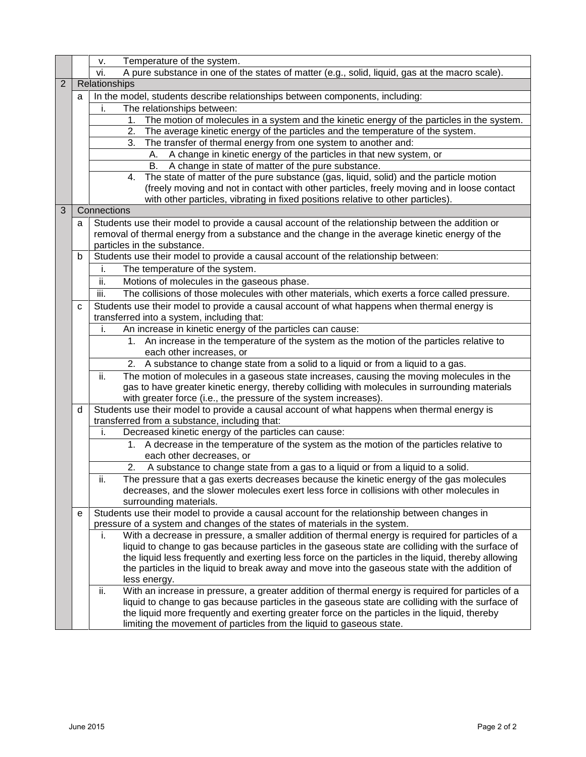| | | |
|---|---|---|
| | | v. Temperature of the system. |
| | | vi. A pure substance in one of the states of matter (e.g., solid, liquid, gas at the macro scale). |
| 2 | Relationships | |
| | a | In the model, students describe relationships between components, including: |
| | | i. The relationships between: |
| | | 1. The motion of molecules in a system and the kinetic energy of the particles in the system. |
| | | 2. The average kinetic energy of the particles and the temperature of the system. |
| | | 3. The transfer of thermal energy from one system to another and: |
| | | A. A change in kinetic energy of the particles in that new system, or |
| | | B. A change in state of matter of the pure substance. |
| | | 4. The state of matter of the pure substance (gas, liquid, solid) and the particle motion (freely moving and not in contact with other particles, freely moving and in loose contact with other particles, vibrating in fixed positions relative to other particles). |
| 3 | Connections | |
| | a | Students use their model to provide a causal account of the relationship between the addition or removal of thermal energy from a substance and the change in the average kinetic energy of the particles in the substance. |
| | b | Students use their model to provide a causal account of the relationship between: |
| | | i. The temperature of the system. |
| | | ii. Motions of molecules in the gaseous phase. |
| | | iii. The collisions of those molecules with other materials, which exerts a force called pressure. |
| | c | Students use their model to provide a causal account of what happens when thermal energy is transferred into a system, including that: |
| | | i. An increase in kinetic energy of the particles can cause: |
| | | 1. An increase in the temperature of the system as the motion of the particles relative to each other increases, or |
| | | 2. A substance to change state from a solid to a liquid or from a liquid to a gas. |
| | | ii. The motion of molecules in a gaseous state increases, causing the moving molecules in the gas to have greater kinetic energy, thereby colliding with molecules in surrounding materials with greater force (i.e., the pressure of the system increases). |
| | d | Students use their model to provide a causal account of what happens when thermal energy is transferred from a substance, including that: |
| | | i. Decreased kinetic energy of the particles can cause: |
| | | 1. A decrease in the temperature of the system as the motion of the particles relative to each other decreases, or |
| | | 2. A substance to change state from a gas to a liquid or from a liquid to a solid. |
| | | ii. The pressure that a gas exerts decreases because the kinetic energy of the gas molecules decreases, and the slower molecules exert less force in collisions with other molecules in surrounding materials. |
| | e | Students use their model to provide a causal account for the relationship between changes in pressure of a system and changes of the states of materials in the system. |
| | | i. With a decrease in pressure, a smaller addition of thermal energy is required for particles of a liquid to change to gas because particles in the gaseous state are colliding with the surface of the liquid less frequently and exerting less force on the particles in the liquid, thereby allowing the particles in the liquid to break away and move into the gaseous state with the addition of less energy. |
| | | ii. With an increase in pressure, a greater addition of thermal energy is required for particles of a liquid to change to gas because particles in the gaseous state are colliding with the surface of the liquid more frequently and exerting greater force on the particles in the liquid, thereby limiting the movement of particles from the liquid to gaseous state. |

June 2015